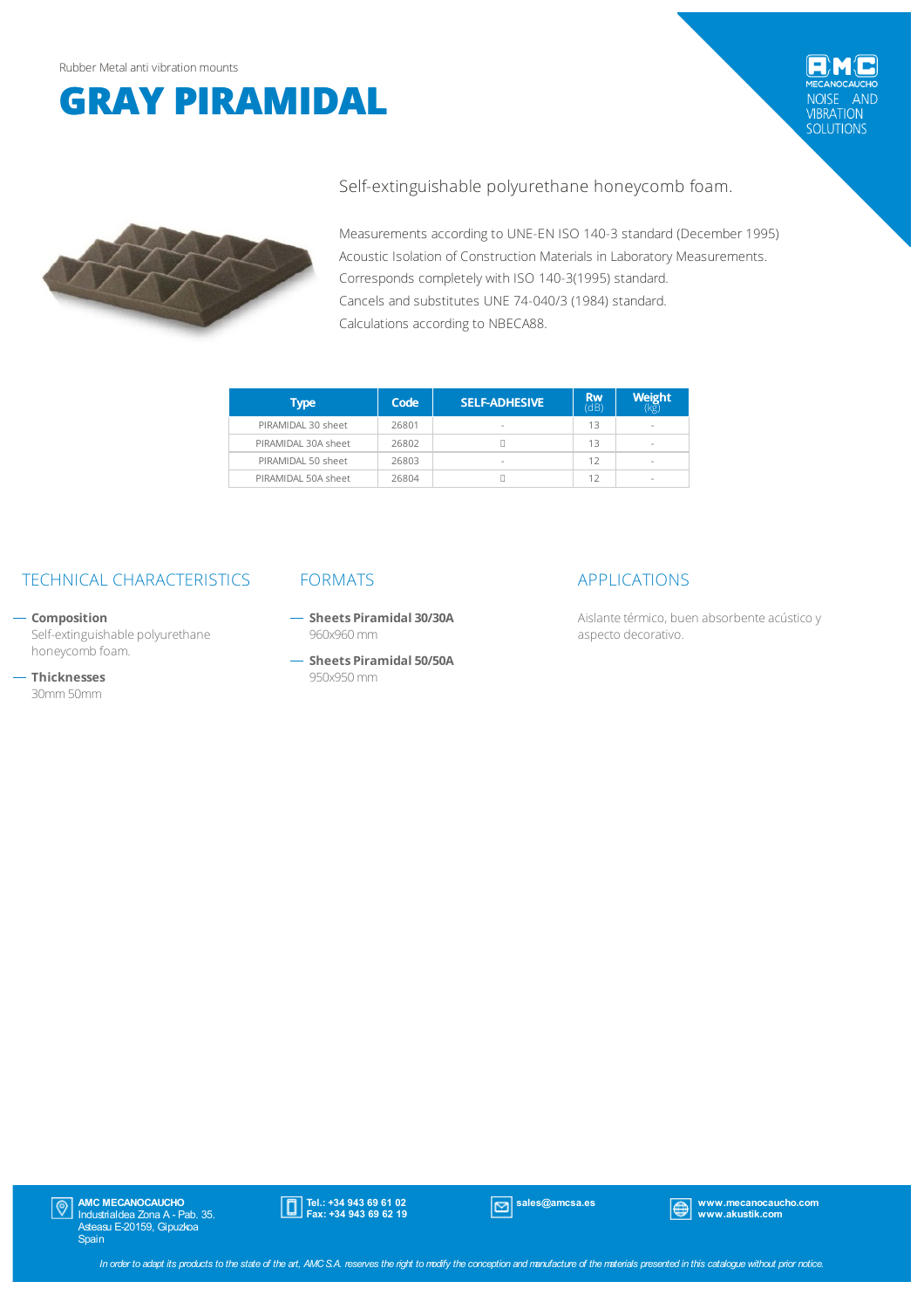Rubber Metal anti vibration mounts

# GRAY PIRAMIDAL

AMC MECANOCAUCHO
NOISE AND VIBRATION SOLUTIONS

Self-extinguishable polyurethane honeycomb foam.

Measurements according to UNE-EN ISO 140-3 standard (December 1995)
Acoustic Isolation of Construction Materials in Laboratory Measurements.
Corresponds completely with ISO 140-3(1995) standard.
Cancels and substitutes UNE 74-040/3 (1984) standard.
Calculations according to NBECA88.

| Type | Code | SELF-ADHESIVE | Rw (dB) | Weight (kg) |
|---|---|---|---|---|
| PIRAMIDAL 30 sheet | 26801 | - | 13 | - |
| PIRAMIDAL 30A sheet | 26802 | ✓ | 13 | - |
| PIRAMIDAL 50 sheet | 26803 | - | 12 | - |
| PIRAMIDAL 50A sheet | 26804 | ✓ | 12 | - |

## TECHNICAL CHARACTERISTICS

- **Composition**
  Self-extinguishable polyurethane honeycomb foam.
- **Thicknesses**
  30mm 50mm

## FORMATS

- **Sheets Piramidal 30/30A**
  960x960 mm
- **Sheets Piramidal 50/50A**
  950x950 mm

## APPLICATIONS

Aislante térmico, buen absorbente acústico y aspecto decorativo.

**AMC MECANOCAUCHO**
Industrialdea Zona A - Pab. 35.
Asteasu E-20159, Gipuzkoa
Spain

**Tel.: +34 943 69 61 02**
**Fax: +34 943 69 62 19**

**sales@amcsa.es**

**www.mecanocaucho.com**
**www.akustik.com**

*In order to adapt its products to the state of the art, AMC S.A. reserves the right to modify the conception and manufacture of the materials presented in this catalogue without prior notice.*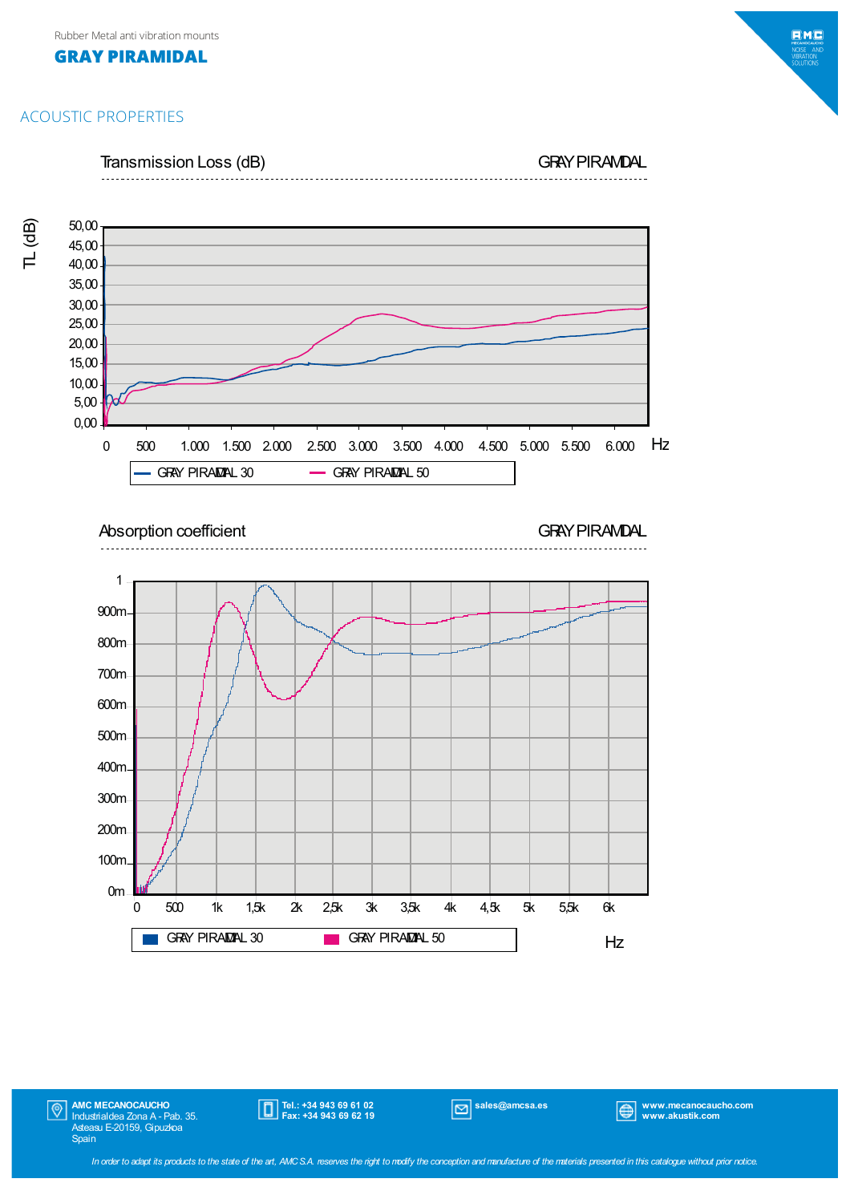Rubber Metal anti vibration mounts

# GRAY PIRAMIDAL

## ACOUSTIC PROPERTIES

### Transmission Loss (dB)

GRAY PIRAMIDAL

TL (dB)

50,00
45,00
40,00
35,00
30,00
25,00
20,00
15,00
10,00
5,00
0,00

0 500 1.000 1.500 2.000 2.500 3.000 3.500 4.000 4.500 5.000 5.500 6.000 Hz

GRAY PIRAMIDAL 30 — GRAY PIRAMIDAL 50

### Absorption coefficient

GRAY PIRAMIDAL

1
900m
800m
700m
600m
500m
400m
300m
200m
100m
0m

0 500 1k 1,5k 2k 2,5k 3k 3,5k 4k 4,5k 5k 5,5k 6k

Hz

GRAY PIRAMIDAL 30 — GRAY PIRAMIDAL 50

**AMC MECANOCAUCHO**
Industrialdea Zona A - Pab. 35.
Asteasu E-20159, Gipuzkoa
Spain

**Tel.: +34 943 69 61 02**
**Fax: +34 943 69 62 19**

**sales@amcsa.es**

**www.mecanocaucho.com**
**www.akustik.com**

*In order to adapt its products to the state of the art, AMC S.A. reserves the right to modify the conception and manufacture of the materials presented in this catalogue without prior notice.*